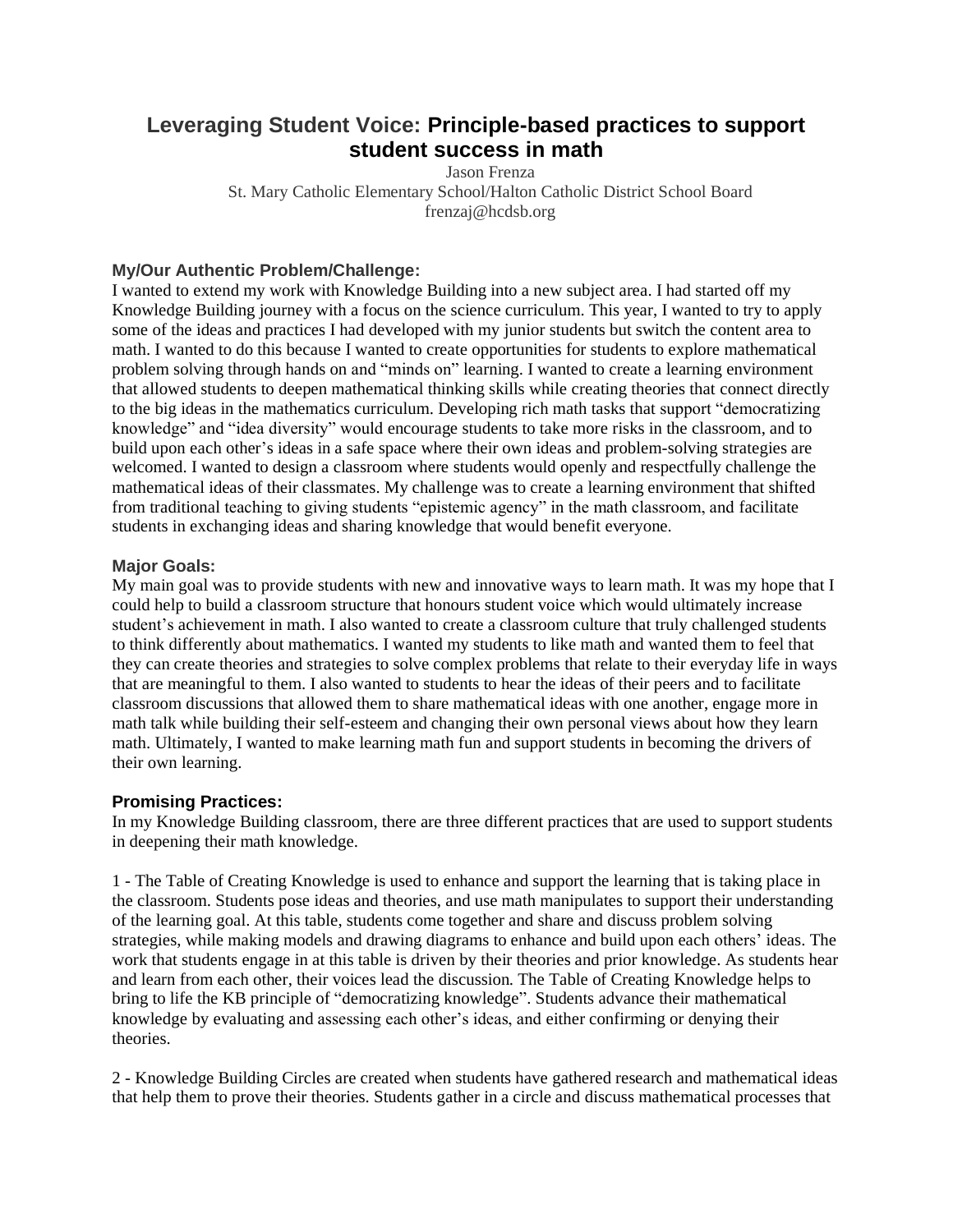# Leveraging Student Voice: **Principle-based practices to support student success in math**

Jason Frenza
St. Mary Catholic Elementary School/Halton Catholic District School Board
frenzaj@hcdsb.org

### My/Our Authentic Problem/Challenge:

I wanted to extend my work with Knowledge Building into a new subject area. I had started off my Knowledge Building journey with a focus on the science curriculum. This year, I wanted to try to apply some of the ideas and practices I had developed with my junior students but switch the content area to math. I wanted to do this because I wanted to create opportunities for students to explore mathematical problem solving through hands on and "minds on" learning. I wanted to create a learning environment that allowed students to deepen mathematical thinking skills while creating theories that connect directly to the big ideas in the mathematics curriculum. Developing rich math tasks that support "democratizing knowledge" and "idea diversity" would encourage students to take more risks in the classroom, and to build upon each other's ideas in a safe space where their own ideas and problem-solving strategies are welcomed. I wanted to design a classroom where students would openly and respectfully challenge the mathematical ideas of their classmates. My challenge was to create a learning environment that shifted from traditional teaching to giving students "epistemic agency" in the math classroom, and facilitate students in exchanging ideas and sharing knowledge that would benefit everyone.

### Major Goals:

My main goal was to provide students with new and innovative ways to learn math. It was my hope that I could help to build a classroom structure that honours student voice which would ultimately increase student's achievement in math. I also wanted to create a classroom culture that truly challenged students to think differently about mathematics. I wanted my students to like math and wanted them to feel that they can create theories and strategies to solve complex problems that relate to their everyday life in ways that are meaningful to them. I also wanted to students to hear the ideas of their peers and to facilitate classroom discussions that allowed them to share mathematical ideas with one another, engage more in math talk while building their self-esteem and changing their own personal views about how they learn math. Ultimately, I wanted to make learning math fun and support students in becoming the drivers of their own learning.

### Promising Practices:

In my Knowledge Building classroom, there are three different practices that are used to support students in deepening their math knowledge.

1 - The Table of Creating Knowledge is used to enhance and support the learning that is taking place in the classroom. Students pose ideas and theories, and use math manipulates to support their understanding of the learning goal. At this table, students come together and share and discuss problem solving strategies, while making models and drawing diagrams to enhance and build upon each others' ideas. The work that students engage in at this table is driven by their theories and prior knowledge. As students hear and learn from each other, their voices lead the discussion. The Table of Creating Knowledge helps to bring to life the KB principle of "democratizing knowledge". Students advance their mathematical knowledge by evaluating and assessing each other's ideas, and either confirming or denying their theories.

2 - Knowledge Building Circles are created when students have gathered research and mathematical ideas that help them to prove their theories. Students gather in a circle and discuss mathematical processes that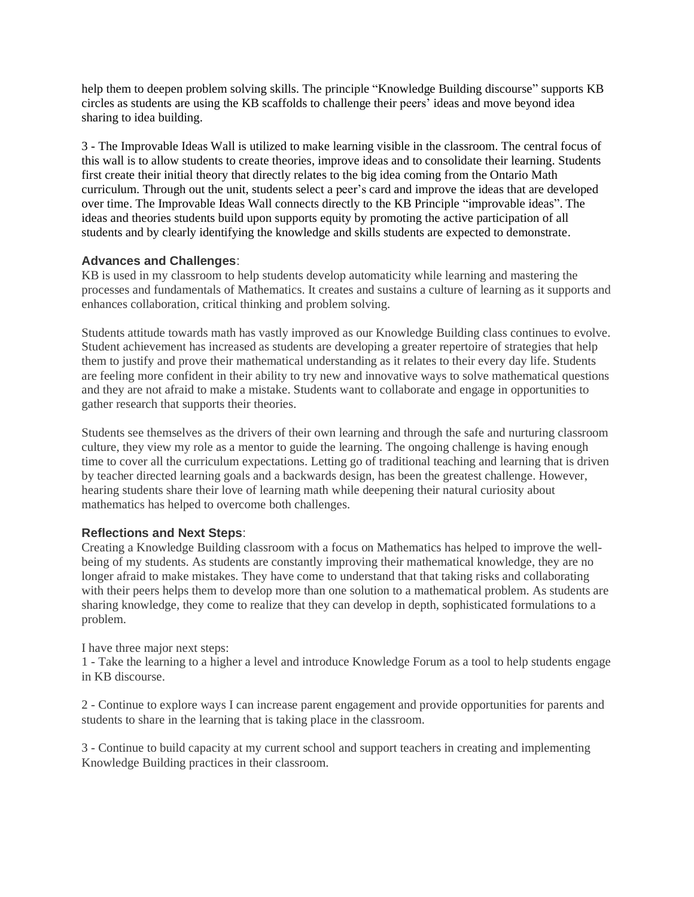help them to deepen problem solving skills. The principle "Knowledge Building discourse" supports KB circles as students are using the KB scaffolds to challenge their peers' ideas and move beyond idea sharing to idea building.

3 - The Improvable Ideas Wall is utilized to make learning visible in the classroom. The central focus of this wall is to allow students to create theories, improve ideas and to consolidate their learning. Students first create their initial theory that directly relates to the big idea coming from the Ontario Math curriculum. Through out the unit, students select a peer's card and improve the ideas that are developed over time. The Improvable Ideas Wall connects directly to the KB Principle "improvable ideas". The ideas and theories students build upon supports equity by promoting the active participation of all students and by clearly identifying the knowledge and skills students are expected to demonstrate.

**Advances and Challenges**:

KB is used in my classroom to help students develop automaticity while learning and mastering the processes and fundamentals of Mathematics. It creates and sustains a culture of learning as it supports and enhances collaboration, critical thinking and problem solving.

Students attitude towards math has vastly improved as our Knowledge Building class continues to evolve. Student achievement has increased as students are developing a greater repertoire of strategies that help them to justify and prove their mathematical understanding as it relates to their every day life. Students are feeling more confident in their ability to try new and innovative ways to solve mathematical questions and they are not afraid to make a mistake. Students want to collaborate and engage in opportunities to gather research that supports their theories.

Students see themselves as the drivers of their own learning and through the safe and nurturing classroom culture, they view my role as a mentor to guide the learning. The ongoing challenge is having enough time to cover all the curriculum expectations. Letting go of traditional teaching and learning that is driven by teacher directed learning goals and a backwards design, has been the greatest challenge. However, hearing students share their love of learning math while deepening their natural curiosity about mathematics has helped to overcome both challenges.

**Reflections and Next Steps**:

Creating a Knowledge Building classroom with a focus on Mathematics has helped to improve the well-being of my students. As students are constantly improving their mathematical knowledge, they are no longer afraid to make mistakes. They have come to understand that that taking risks and collaborating with their peers helps them to develop more than one solution to a mathematical problem. As students are sharing knowledge, they come to realize that they can develop in depth, sophisticated formulations to a problem.

I have three major next steps:

1 - Take the learning to a higher a level and introduce Knowledge Forum as a tool to help students engage in KB discourse.

2 - Continue to explore ways I can increase parent engagement and provide opportunities for parents and students to share in the learning that is taking place in the classroom.

3 - Continue to build capacity at my current school and support teachers in creating and implementing Knowledge Building practices in their classroom.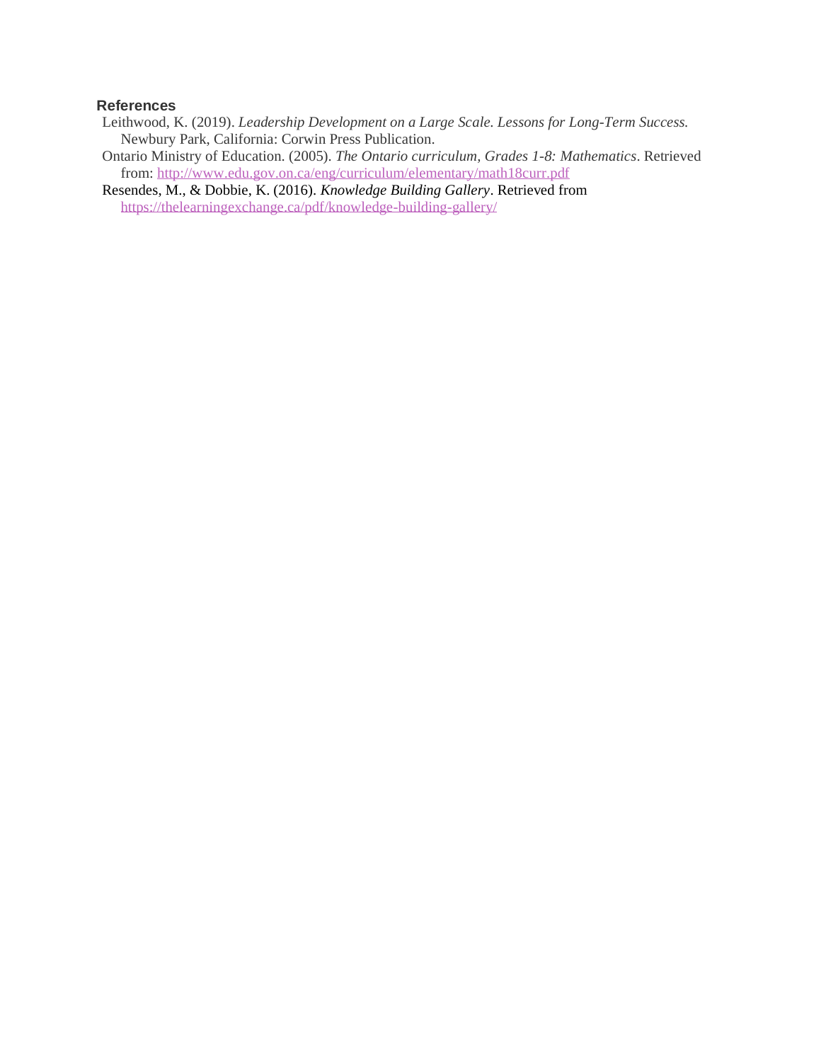## References

Leithwood, K. (2019). *Leadership Development on a Large Scale. Lessons for Long-Term Success.* Newbury Park, California: Corwin Press Publication.

Ontario Ministry of Education. (2005). *The Ontario curriculum, Grades 1-8: Mathematics*. Retrieved from: http://www.edu.gov.on.ca/eng/curriculum/elementary/math18curr.pdf

Resendes, M., & Dobbie, K. (2016). *Knowledge Building Gallery*. Retrieved from https://thelearningexchange.ca/pdf/knowledge-building-gallery/